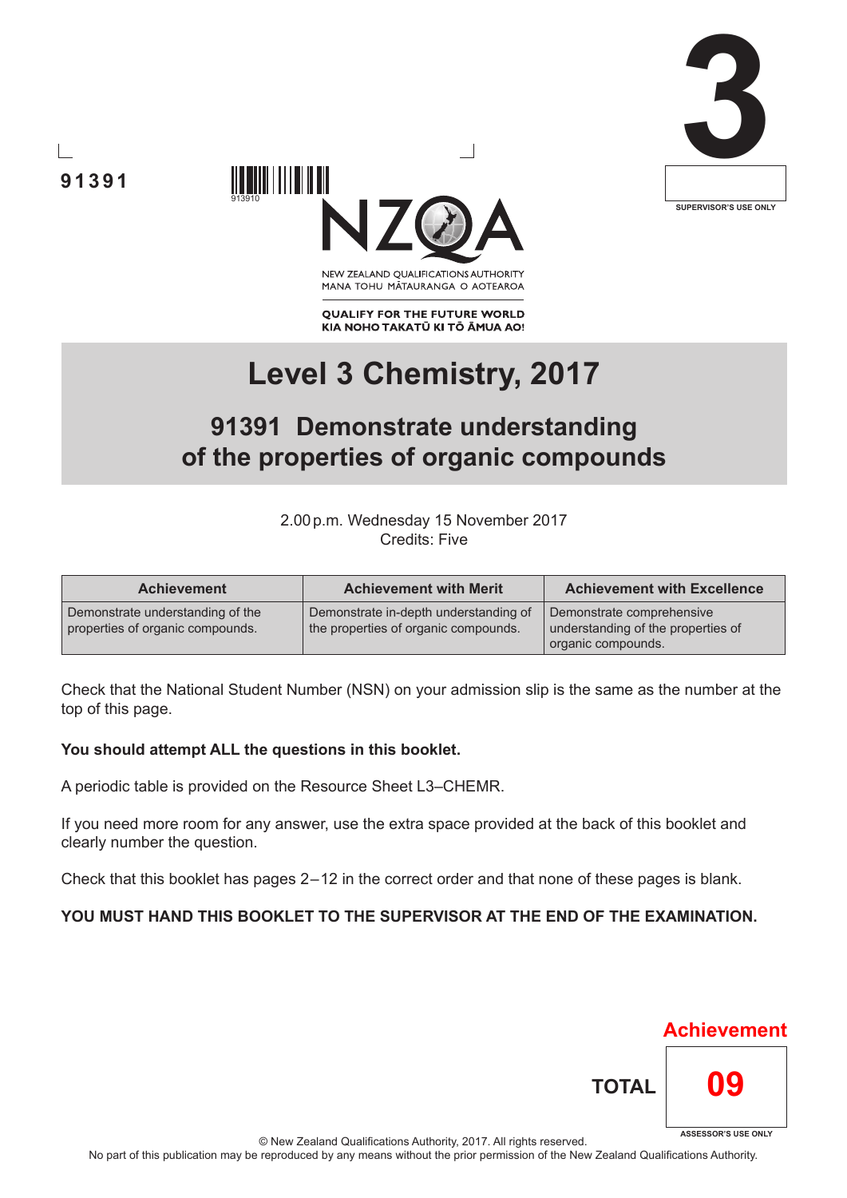91391

3

SUPERVISOR'S USE ONLY

NEW ZEALAND QUALIFICATIONS AUTHORITY
MANA TOHU MĀTAURANGA O AOTEAROA

QUALIFY FOR THE FUTURE WORLD
KIA NOHO TAKATŪ KI TŌ ĀMUA AO!

# Level 3 Chemistry, 2017

## 91391 Demonstrate understanding of the properties of organic compounds

2.00 p.m. Wednesday 15 November 2017
Credits: Five

| Achievement | Achievement with Merit | Achievement with Excellence |
|---|---|---|
| Demonstrate understanding of the properties of organic compounds. | Demonstrate in-depth understanding of the properties of organic compounds. | Demonstrate comprehensive understanding of the properties of organic compounds. |

Check that the National Student Number (NSN) on your admission slip is the same as the number at the top of this page.

**You should attempt ALL the questions in this booklet.**

A periodic table is provided on the Resource Sheet L3–CHEMR.

If you need more room for any answer, use the extra space provided at the back of this booklet and clearly number the question.

Check that this booklet has pages 2–12 in the correct order and that none of these pages is blank.

**YOU MUST HAND THIS BOOKLET TO THE SUPERVISOR AT THE END OF THE EXAMINATION.**

Achievement

TOTAL 09

ASSESSOR'S USE ONLY

© New Zealand Qualifications Authority, 2017. All rights reserved.
No part of this publication may be reproduced by any means without the prior permission of the New Zealand Qualifications Authority.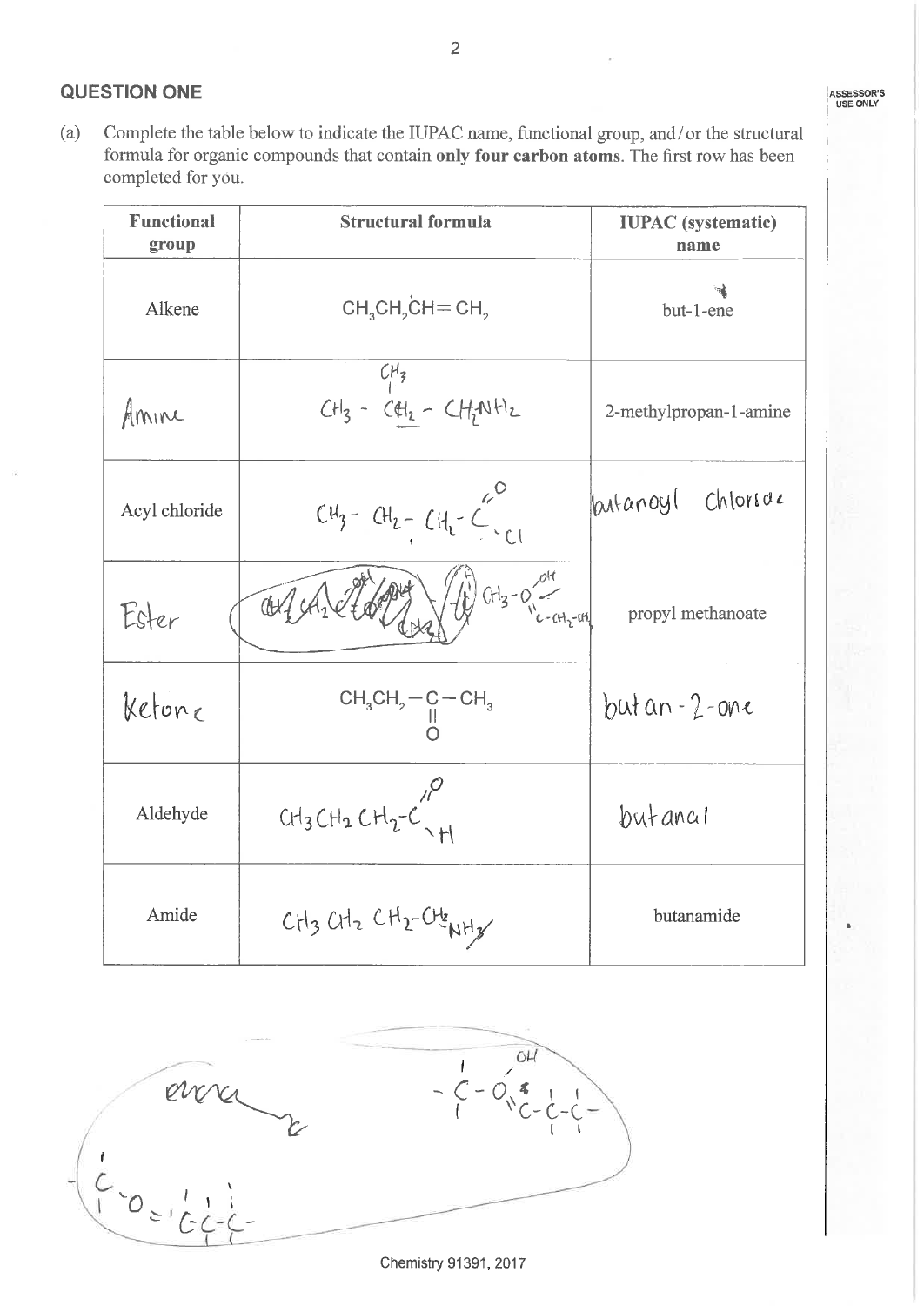## QUESTION ONE

(a) Complete the table below to indicate the IUPAC name, functional group, and / or the structural formula for organic compounds that contain **only four carbon atoms**. The first row has been completed for you.

| Functional group | Structural formula | IUPAC (systematic) name |
|---|---|---|
| Alkene | $CH_3CH_2CH{=}CH_2$ | but-1-ene |
| Amine | $CH_3-CH(CH_3)-CH_2NH_2$ | 2-methylpropan-1-amine |
| Acyl chloride | $CH_3-CH_2-CH_2-C(=O)Cl$ | butanoyl Chloride |
| Ester | $CH_3-O-C(=O)-CH_2-CH_3$ | propyl methanoate |
| Ketone | $CH_3CH_2-C(=O)-CH_3$ | butan-2-one |
| Aldehyde | $CH_3CH_2CH_2-C(=O)H$ | butanal |
| Amide | $CH_3CH_2CH_2-CH_2NH_2$ | butanamide |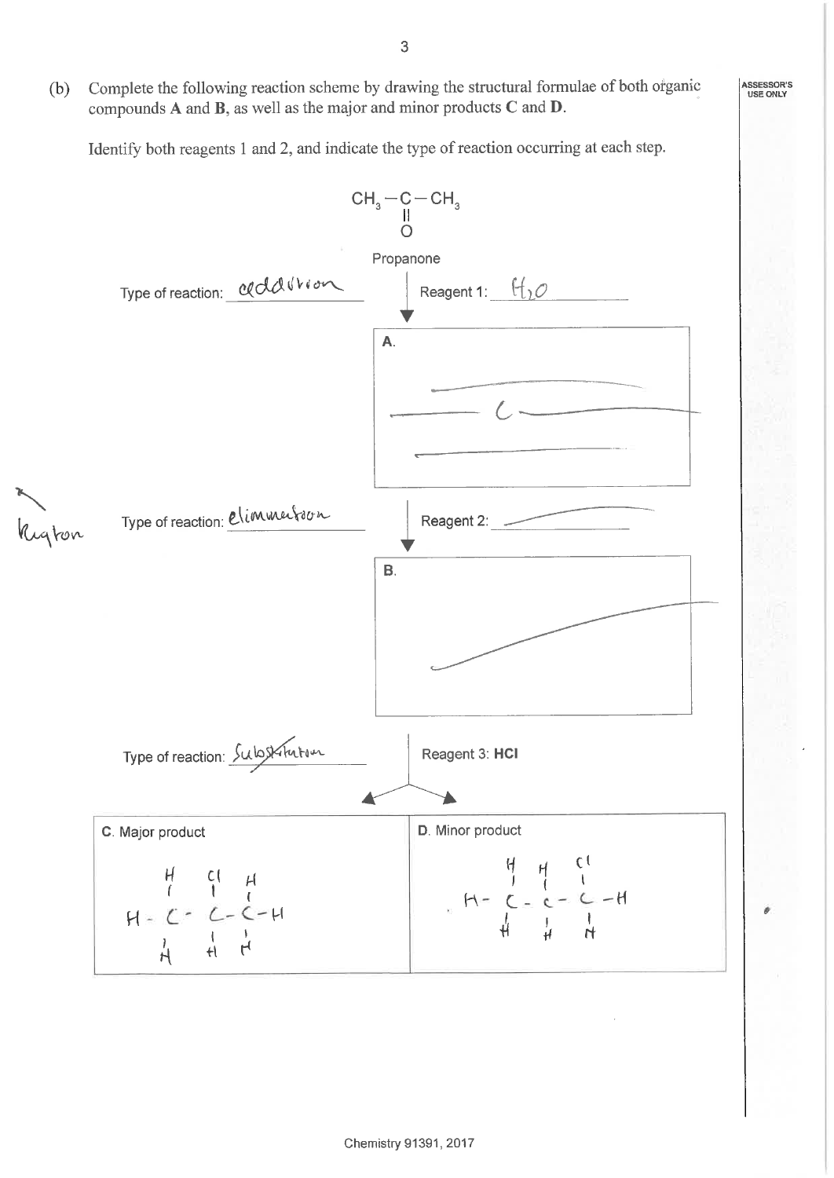(b) Complete the following reaction scheme by drawing the structural formulae of both organic compounds **A** and **B**, as well as the major and minor products **C** and **D**.

Identify both reagents 1 and 2, and indicate the type of reaction occurring at each step.

$CH_3-C(=O)-CH_3$

Propanone

Type of reaction: addition

Reagent 1: $H_2O$

**A.**

Type of reaction: elimination

Reagent 2:

**B.**

Type of reaction: Substitution

Reagent 3: **HCl**

| **C.** Major product | **D.** Minor product |
| --- | --- |
| $H-CH_2-CHCl-CH_2-H$ (H–C(H)(H)–C(Cl)(H)–C(H)(H)–H) | $H-CH_2-CH_2-CH_2Cl$ (H–C(H)(H)–C(H)(H)–C(Cl)(H)–H) |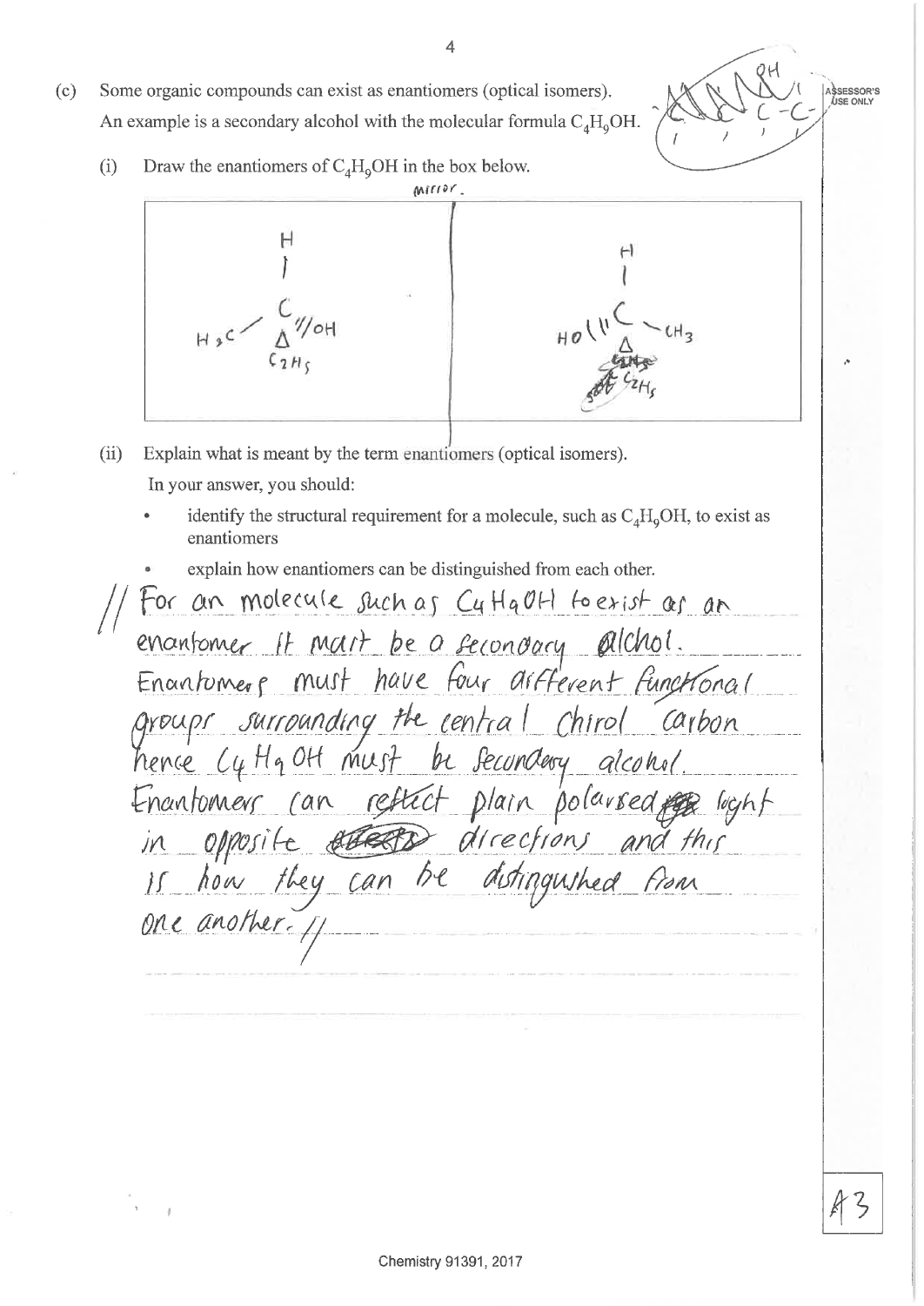(c) Some organic compounds can exist as enantiomers (optical isomers).
An example is a secondary alcohol with the molecular formula $C_4H_9OH$.

(i) Draw the enantiomers of $C_4H_9OH$ in the box below.

mirror.

| | |
|---|---|
| H, C, $H_3C$, OH, $C_2H_5$ | H, C, HO, $CH_3$, $C_2H_5$ |

(ii) Explain what is meant by the term enantiomers (optical isomers).

In your answer, you should:

- identify the structural requirement for a molecule, such as $C_4H_9OH$, to exist as enantiomers
- explain how enantiomers can be distinguished from each other.

For an molecule such as $C_4H_9OH$ to exist as an enantomer it must be a secondary alchol. Enantomers must have four different functional groups surrounding the central chirol carbon hence $C_4H_9OH$ must be secondary alcohol. Enantomers can reflect plain polarsed light in opposite directions and this is how they can be distinguished from one another.

A3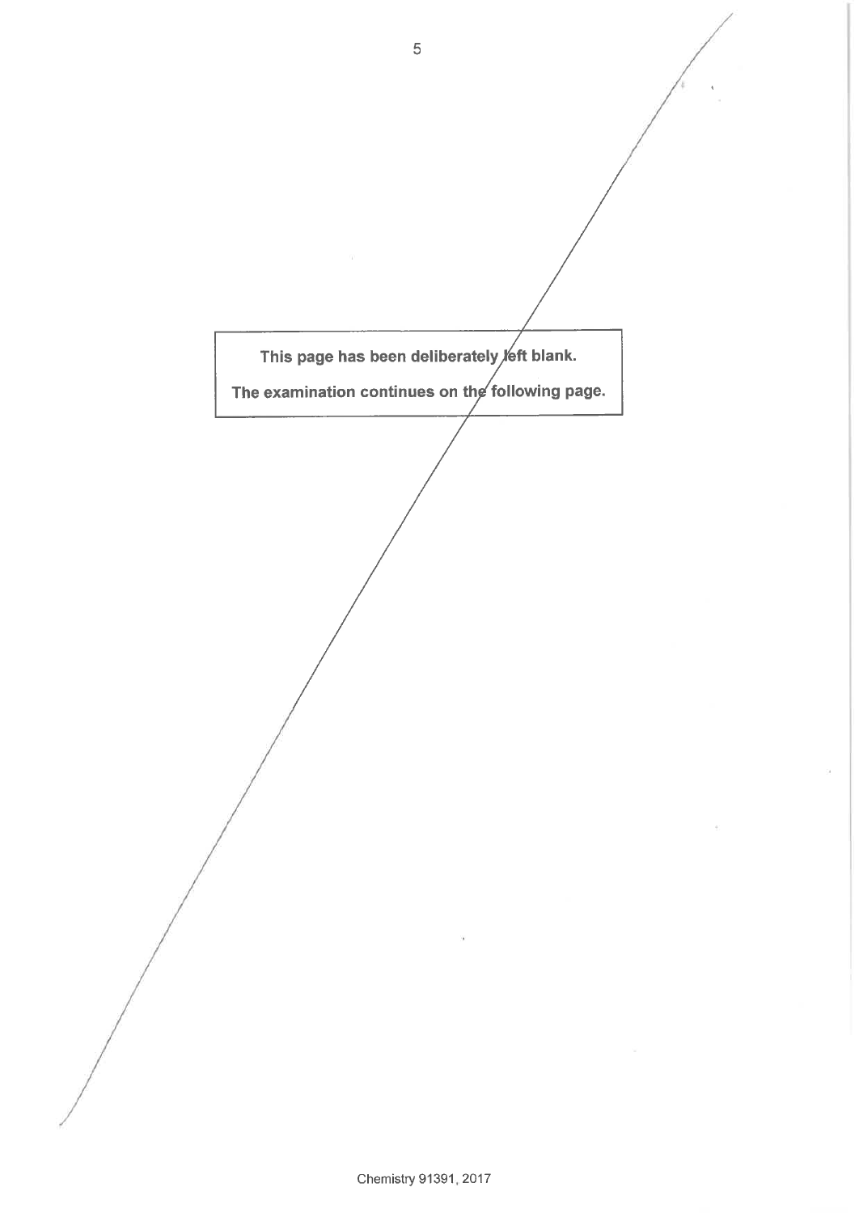This page has been deliberately left blank.

The examination continues on the following page.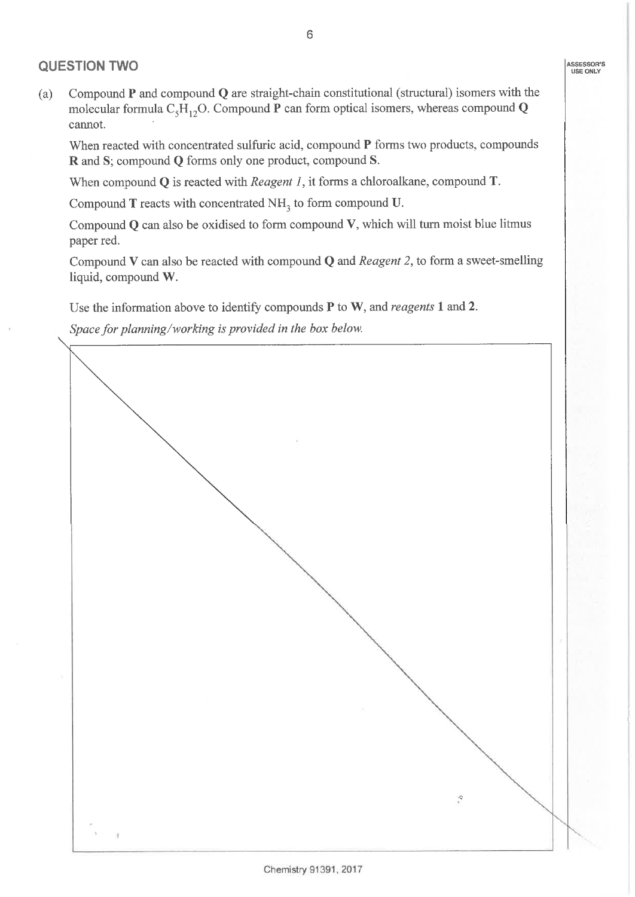## QUESTION TWO

(a) Compound **P** and compound **Q** are straight-chain constitutional (structural) isomers with the molecular formula $C_5H_{12}O$. Compound **P** can form optical isomers, whereas compound **Q** cannot.

When reacted with concentrated sulfuric acid, compound **P** forms two products, compounds **R** and **S**; compound **Q** forms only one product, compound **S**.

When compound **Q** is reacted with *Reagent 1*, it forms a chloroalkane, compound **T**.

Compound **T** reacts with concentrated $NH_3$ to form compound **U**.

Compound **Q** can also be oxidised to form compound **V**, which will turn moist blue litmus paper red.

Compound **V** can also be reacted with compound **Q** and *Reagent 2*, to form a sweet-smelling liquid, compound **W**.

Use the information above to identify compounds **P** to **W**, and *reagents* **1** and **2**.

*Space for planning/working is provided in the box below.*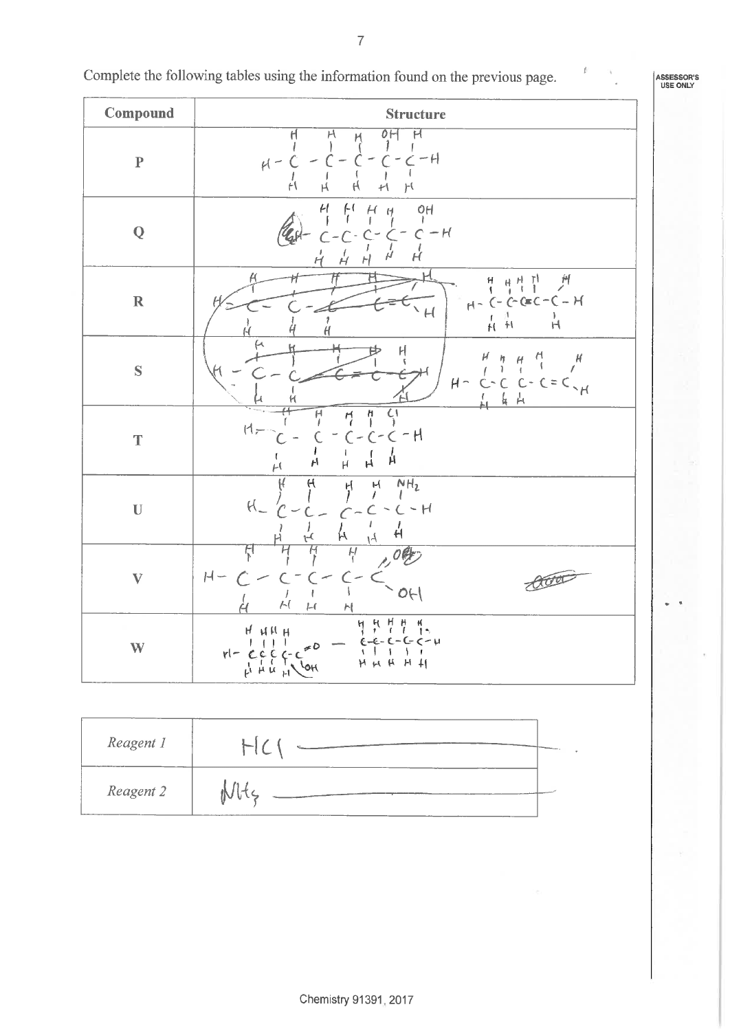Complete the following tables using the information found on the previous page.

| Compound | Structure |
|---|---|
| P | $CH_3-CH_2-CH_2-CH(OH)-CH_3$ |
| Q | $CH_3-CH_2-CH_2-CH_2-CH_2OH$ |
| R | $CH_3-CH_2-CH=CH-CH_3$ |
| S | $CH_3-CH_2-CH_2-CH=CH_2$ |
| T | $CH_3-CH_2-CH_2-CH(Cl)-CH_3$ |
| U | $CH_3-CH_2-CH_2-CH_2-CH(NH_2)-H$ |
| V | $CH_3-CH_2-CH_2-CH_2-COOH$ |
| W | $CH_3CH_2CH_2CH_2COOH$ — $CH_3CH_2CH_2CH_2CH_3$ |

| | |
|---|---|
| *Reagent 1* | HCl |
| *Reagent 2* | $NH_3$ |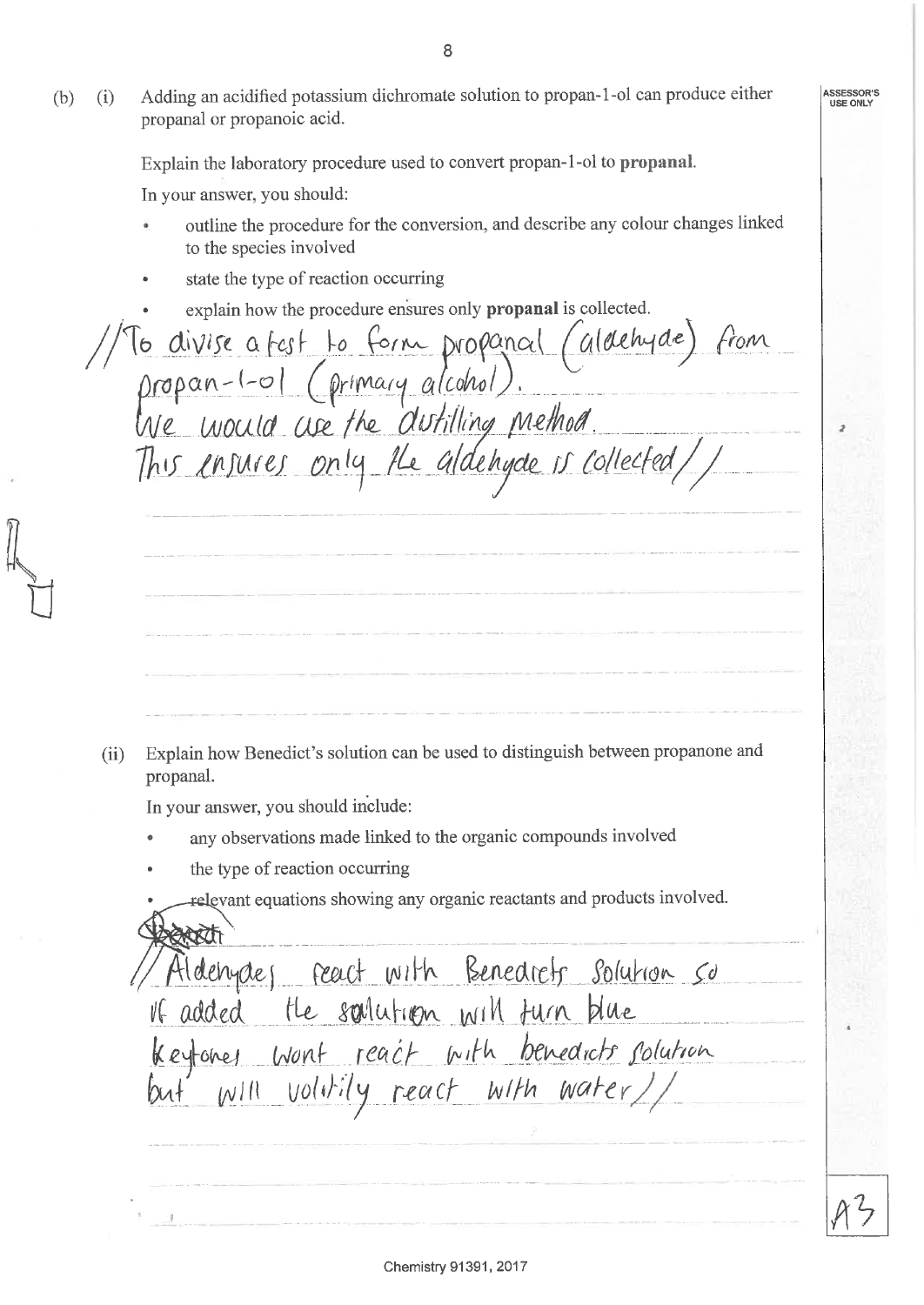(b) (i) Adding an acidified potassium dichromate solution to propan-1-ol can produce either propanal or propanoic acid.

Explain the laboratory procedure used to convert propan-1-ol to **propanal**.

In your answer, you should:

- outline the procedure for the conversion, and describe any colour changes linked to the species involved
- state the type of reaction occurring
- explain how the procedure ensures only **propanal** is collected.

//To divise a test to form propanal (aldehyde) from propan-1-ol (primary alcohol).
We would use the distilling method.
This ensures only the aldehyde is collected//

(ii) Explain how Benedict's solution can be used to distinguish between propanone and propanal.

In your answer, you should include:

- any observations made linked to the organic compounds involved
- the type of reaction occurring
- relevant equations showing any organic reactants and products involved.

//Aldehydes react with Benedicts solution so if added the solution will turn blue
keytones wont react with benedicts solution but will volitily react with water//

A3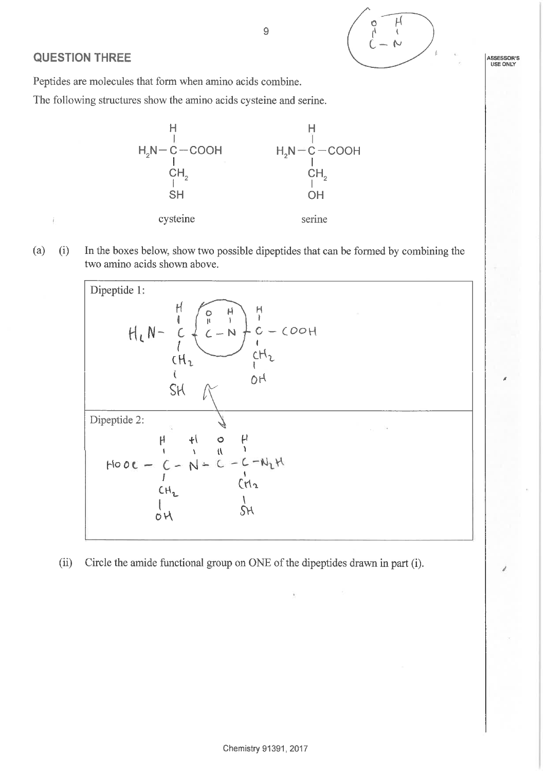## QUESTION THREE

Peptides are molecules that form when amino acids combine.

The following structures show the amino acids cysteine and serine.

```
        H                      H
        |                      |
  H2N — C — COOH         H2N — C — COOH
        |                      |
        CH2                    CH2
        |                      |
        SH                     OH

     cysteine               serine
```

(a) (i) In the boxes below, show two possible dipeptides that can be formed by combining the two amino acids shown above.

Dipeptide 1:

```
        H    O   H    H
        |    ||  |    |
  H2N — C  — C — N  — C — COOH
        |             |
        CH2           CH2
        |             |
        SH            OH
```

Dipeptide 2:

```
         H     H   O   H
         |     |   ||  |
  HOOC — C  —  N — C — C — N2H
         |             |
         CH2           CH2
         |             |
         OH            SH
```

(ii) Circle the amide functional group on ONE of the dipeptides drawn in part (i).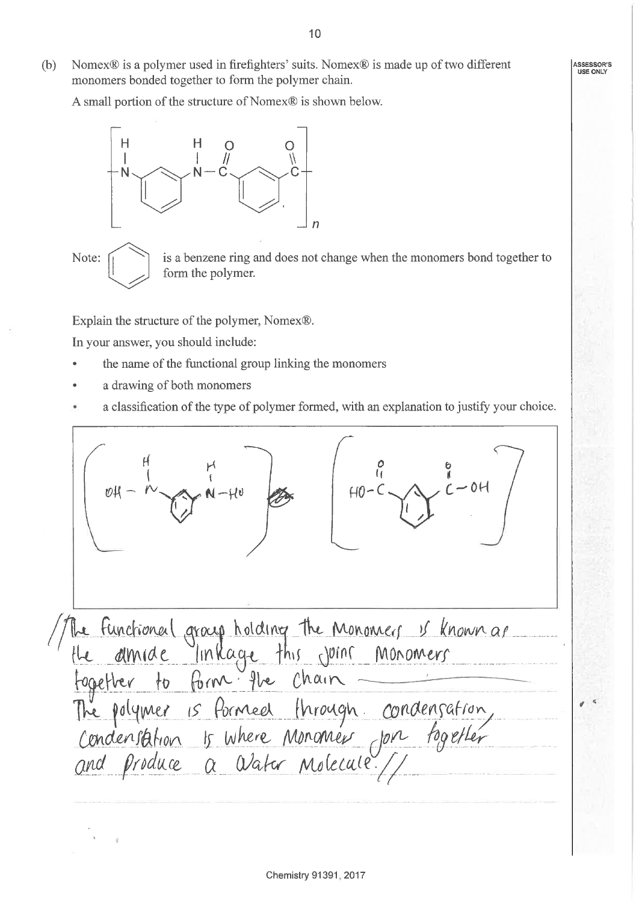(b) Nomex® is a polymer used in firefighters' suits. Nomex® is made up of two different monomers bonded together to form the polymer chain.

A small portion of the structure of Nomex® is shown below.

$$\left[ -\overset{\displaystyle H}{\underset{}{N}}- C_6H_4 -\overset{\displaystyle H}{N}-\overset{\displaystyle O}{\overset{\|}{C}}- C_6H_4 -\overset{\displaystyle O}{\overset{\|}{C}}- \right]_n$$

Note: [benzene ring] is a benzene ring and does not change when the monomers bond together to form the polymer.

Explain the structure of the polymer, Nomex®.

In your answer, you should include:

- the name of the functional group linking the monomers
- a drawing of both monomers
- a classification of the type of polymer formed, with an explanation to justify your choice.

[Handwritten drawing: two monomers — OH – N(H) – benzene ring – N(H) – HO ; and HO – C(=O) – benzene ring – C(=O) – OH]

The functional group holding the monomers is known as the amide linkage this joins monomers together to form the chain

The polymer is formed through condensation, condensation is where monomers join together and produce a water molecule.

ASSESSOR'S USE ONLY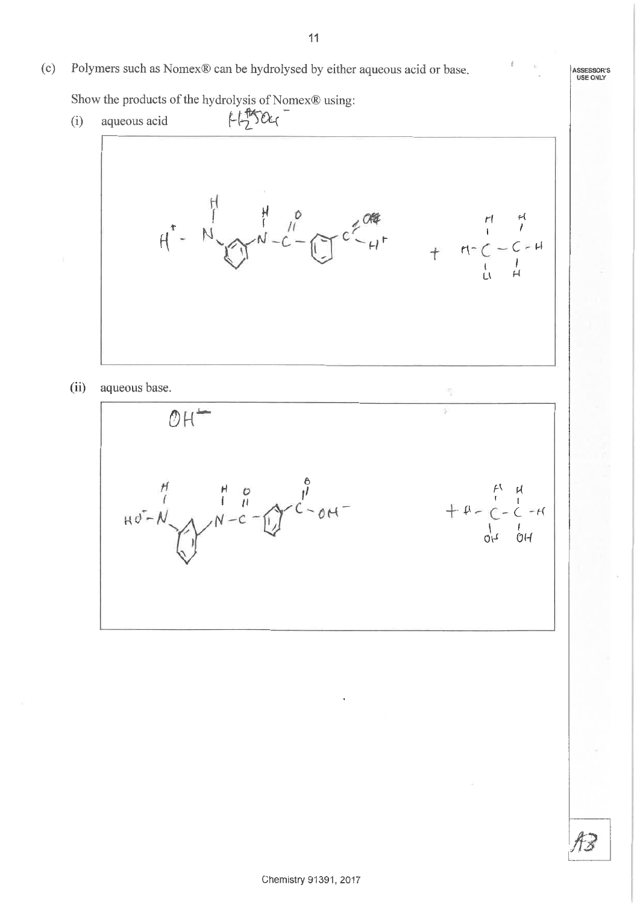(c) Polymers such as Nomex® can be hydrolysed by either aqueous acid or base.

Show the products of the hydrolysis of Nomex® using:

(i) aqueous acid

(ii) aqueous base.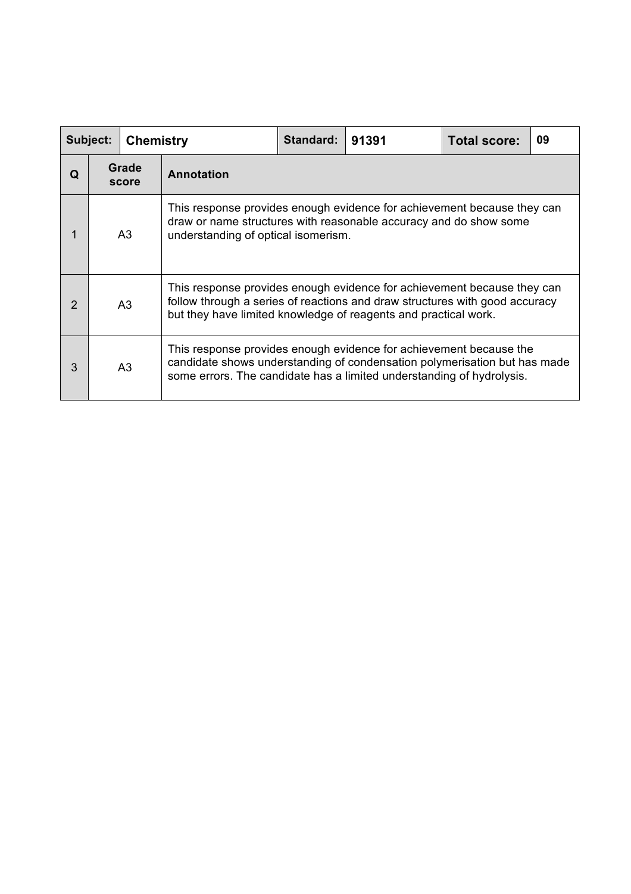| Subject: | Chemistry | Standard: | 91391 | Total score: | 09 |
|---|---|---|---|---|---|
| **Q** | **Grade score** | **Annotation** | | | |
| 1 | A3 | This response provides enough evidence for achievement because they can draw or name structures with reasonable accuracy and do show some understanding of optical isomerism. | | | |
| 2 | A3 | This response provides enough evidence for achievement because they can follow through a series of reactions and draw structures with good accuracy but they have limited knowledge of reagents and practical work. | | | |
| 3 | A3 | This response provides enough evidence for achievement because the candidate shows understanding of condensation polymerisation but has made some errors. The candidate has a limited understanding of hydrolysis. | | | |